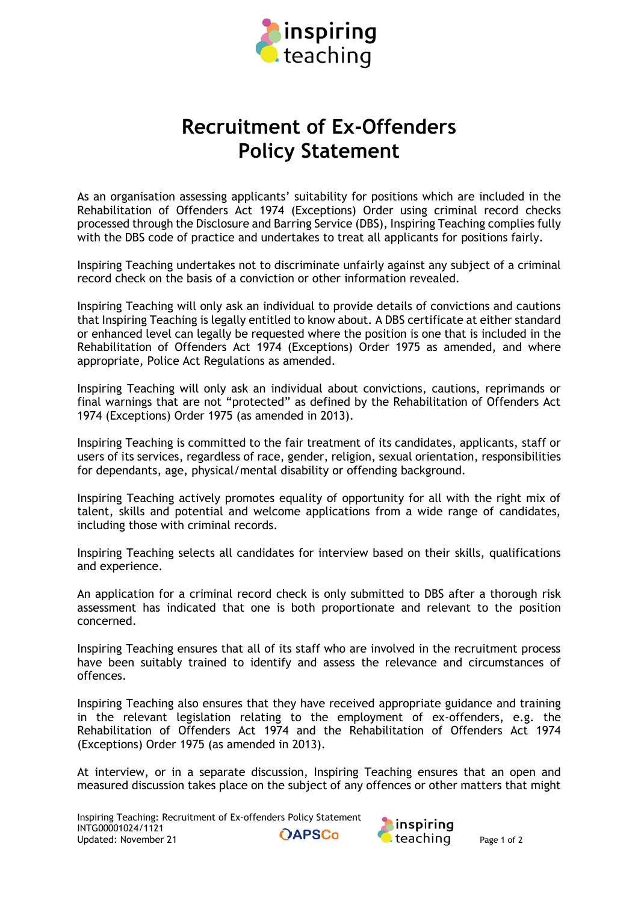# Recruitment of Ex-Offenders Policy Statement

As an organisation assessing applicants' suitability for positions which are included in the Rehabilitation of Offenders Act 1974 (Exceptions) Order using criminal record checks processed through the Disclosure and Barring Service (DBS), Inspiring Teaching complies fully with the DBS code of practice and undertakes to treat all applicants for positions fairly.

Inspiring Teaching undertakes not to discriminate unfairly against any subject of a criminal record check on the basis of a conviction or other information revealed.

Inspiring Teaching will only ask an individual to provide details of convictions and cautions that Inspiring Teaching is legally entitled to know about. A DBS certificate at either standard or enhanced level can legally be requested where the position is one that is included in the Rehabilitation of Offenders Act 1974 (Exceptions) Order 1975 as amended, and where appropriate, Police Act Regulations as amended.

Inspiring Teaching will only ask an individual about convictions, cautions, reprimands or final warnings that are not "protected" as defined by the Rehabilitation of Offenders Act 1974 (Exceptions) Order 1975 (as amended in 2013).

Inspiring Teaching is committed to the fair treatment of its candidates, applicants, staff or users of its services, regardless of race, gender, religion, sexual orientation, responsibilities for dependants, age, physical/mental disability or offending background.

Inspiring Teaching actively promotes equality of opportunity for all with the right mix of talent, skills and potential and welcome applications from a wide range of candidates, including those with criminal records.

Inspiring Teaching selects all candidates for interview based on their skills, qualifications and experience.

An application for a criminal record check is only submitted to DBS after a thorough risk assessment has indicated that one is both proportionate and relevant to the position concerned.

Inspiring Teaching ensures that all of its staff who are involved in the recruitment process have been suitably trained to identify and assess the relevance and circumstances of offences.

Inspiring Teaching also ensures that they have received appropriate guidance and training in the relevant legislation relating to the employment of ex-offenders, e.g. the Rehabilitation of Offenders Act 1974 and the Rehabilitation of Offenders Act 1974 (Exceptions) Order 1975 (as amended in 2013).

At interview, or in a separate discussion, Inspiring Teaching ensures that an open and measured discussion takes place on the subject of any offences or other matters that might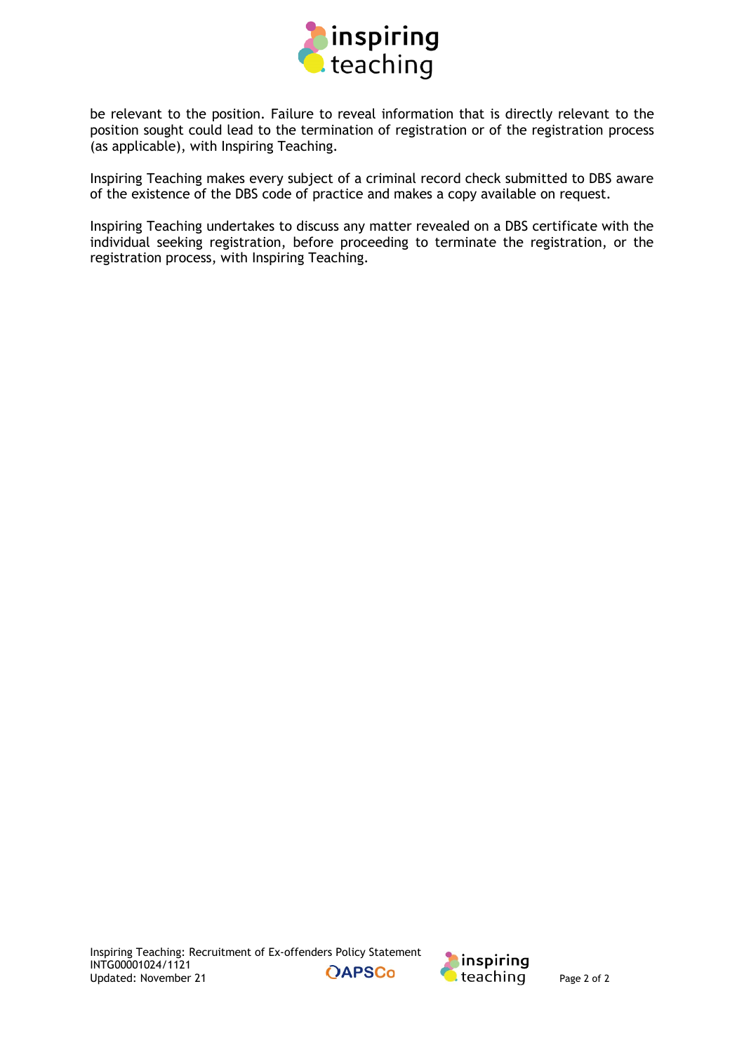be relevant to the position. Failure to reveal information that is directly relevant to the position sought could lead to the termination of registration or of the registration process (as applicable), with Inspiring Teaching.

Inspiring Teaching makes every subject of a criminal record check submitted to DBS aware of the existence of the DBS code of practice and makes a copy available on request.

Inspiring Teaching undertakes to discuss any matter revealed on a DBS certificate with the individual seeking registration, before proceeding to terminate the registration, or the registration process, with Inspiring Teaching.